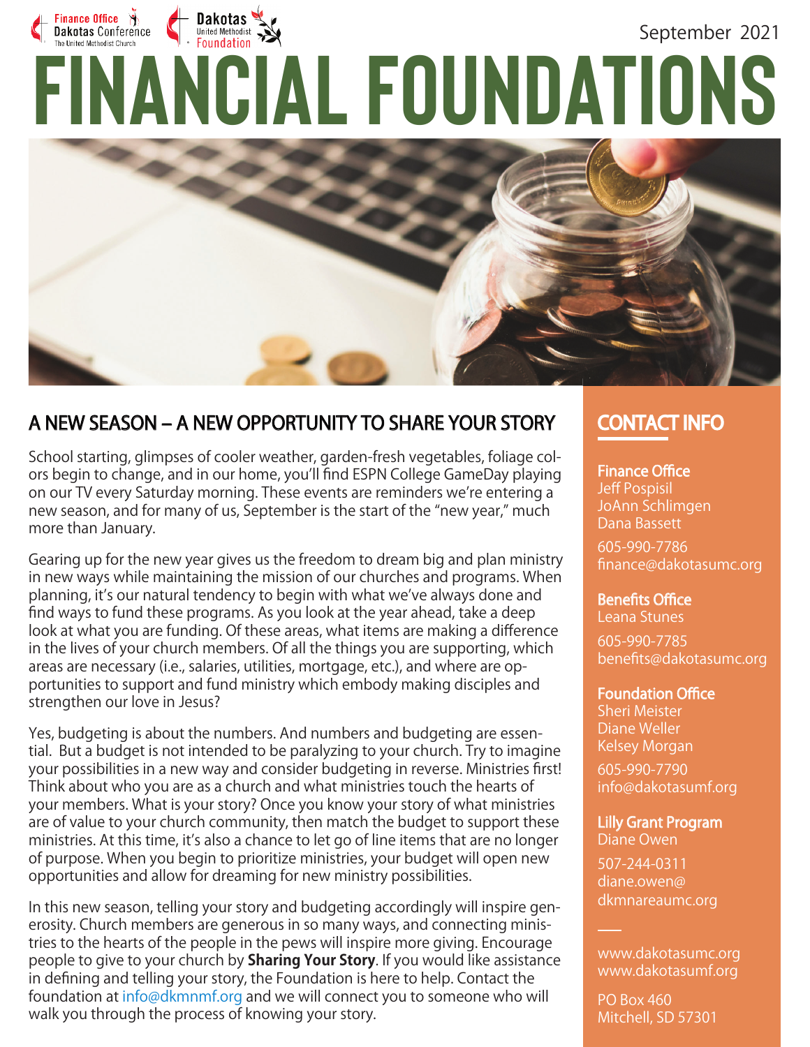Finance Office Dakotas Conference The United Methodist Church

Dakotas United Methodist Foundation

September 2021

# FINANCIAL FOUNDATIONS

## A NEW SEASON – A NEW OPPORTUNITY TO SHARE YOUR STORY

School starting, glimpses of cooler weather, garden-fresh vegetables, foliage colors begin to change, and in our home, you'll find ESPN College GameDay playing on our TV every Saturday morning. These events are reminders we're entering a new season, and for many of us, September is the start of the "new year," much more than January.

Gearing up for the new year gives us the freedom to dream big and plan ministry in new ways while maintaining the mission of our churches and programs. When planning, it's our natural tendency to begin with what we've always done and find ways to fund these programs. As you look at the year ahead, take a deep look at what you are funding. Of these areas, what items are making a difference in the lives of your church members. Of all the things you are supporting, which areas are necessary (i.e., salaries, utilities, mortgage, etc.), and where are opportunities to support and fund ministry which embody making disciples and strengthen our love in Jesus?

Yes, budgeting is about the numbers. And numbers and budgeting are essential. But a budget is not intended to be paralyzing to your church. Try to imagine your possibilities in a new way and consider budgeting in reverse. Ministries first! Think about who you are as a church and what ministries touch the hearts of your members. What is your story? Once you know your story of what ministries are of value to your church community, then match the budget to support these ministries. At this time, it's also a chance to let go of line items that are no longer of purpose. When you begin to prioritize ministries, your budget will open new opportunities and allow for dreaming for new ministry possibilities.

In this new season, telling your story and budgeting accordingly will inspire generosity. Church members are generous in so many ways, and connecting ministries to the hearts of the people in the pews will inspire more giving. Encourage people to give to your church by **Sharing Your Story**. If you would like assistance in defining and telling your story, the Foundation is here to help. Contact the foundation at info@dkmnmf.org and we will connect you to someone who will walk you through the process of knowing your story.

## CONTACT INFO

**Finance Office**
Jeff Pospisil
JoAnn Schlimgen
Dana Bassett

605-990-7786
finance@dakotasumc.org

**Benefits Office**
Leana Stunes

605-990-7785
benefits@dakotasumc.org

**Foundation Office**
Sheri Meister
Diane Weller
Kelsey Morgan

605-990-7790
info@dakotasumf.org

**Lilly Grant Program**
Diane Owen

507-244-0311
diane.owen@dkmnareaumc.org

www.dakotasumc.org
www.dakotasumf.org

PO Box 460
Mitchell, SD 57301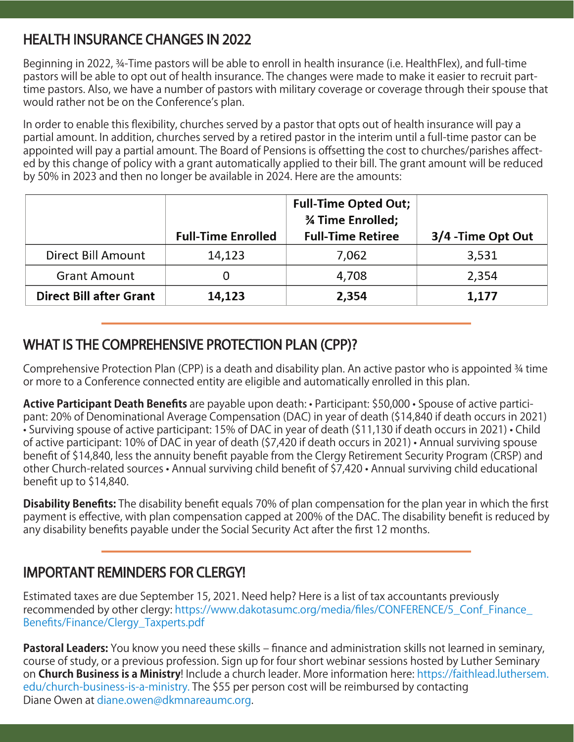## HEALTH INSURANCE CHANGES IN 2022

Beginning in 2022, ¾-Time pastors will be able to enroll in health insurance (i.e. HealthFlex), and full-time pastors will be able to opt out of health insurance. The changes were made to make it easier to recruit part-time pastors. Also, we have a number of pastors with military coverage or coverage through their spouse that would rather not be on the Conference's plan.

In order to enable this flexibility, churches served by a pastor that opts out of health insurance will pay a partial amount. In addition, churches served by a retired pastor in the interim until a full-time pastor can be appointed will pay a partial amount. The Board of Pensions is offsetting the cost to churches/parishes affected by this change of policy with a grant automatically applied to their bill. The grant amount will be reduced by 50% in 2023 and then no longer be available in 2024. Here are the amounts:

| | Full-Time Enrolled | Full-Time Opted Out; ¾ Time Enrolled; Full-Time Retiree | 3/4 -Time Opt Out |
|---|---|---|---|
| Direct Bill Amount | 14,123 | 7,062 | 3,531 |
| Grant Amount | 0 | 4,708 | 2,354 |
| **Direct Bill after Grant** | **14,123** | **2,354** | **1,177** |

## WHAT IS THE COMPREHENSIVE PROTECTION PLAN (CPP)?

Comprehensive Protection Plan (CPP) is a death and disability plan. An active pastor who is appointed ¾ time or more to a Conference connected entity are eligible and automatically enrolled in this plan.

**Active Participant Death Benefits** are payable upon death: • Participant: $50,000 • Spouse of active participant: 20% of Denominational Average Compensation (DAC) in year of death ($14,840 if death occurs in 2021) • Surviving spouse of active participant: 15% of DAC in year of death ($11,130 if death occurs in 2021) • Child of active participant: 10% of DAC in year of death ($7,420 if death occurs in 2021) • Annual surviving spouse benefit of $14,840, less the annuity benefit payable from the Clergy Retirement Security Program (CRSP) and other Church-related sources • Annual surviving child benefit of $7,420 • Annual surviving child educational benefit up to $14,840.

**Disability Benefits:** The disability benefit equals 70% of plan compensation for the plan year in which the first payment is effective, with plan compensation capped at 200% of the DAC. The disability benefit is reduced by any disability benefits payable under the Social Security Act after the first 12 months.

## IMPORTANT REMINDERS FOR CLERGY!

Estimated taxes are due September 15, 2021. Need help? Here is a list of tax accountants previously recommended by other clergy: https://www.dakotasumc.org/media/files/CONFERENCE/5_Conf_Finance_Benefits/Finance/Clergy_Taxperts.pdf

**Pastoral Leaders:** You know you need these skills – finance and administration skills not learned in seminary, course of study, or a previous profession. Sign up for four short webinar sessions hosted by Luther Seminary on **Church Business is a Ministry**! Include a church leader. More information here: https://faithlead.luthersem.edu/church-business-is-a-ministry. The $55 per person cost will be reimbursed by contacting Diane Owen at diane.owen@dkmnareaumc.org.